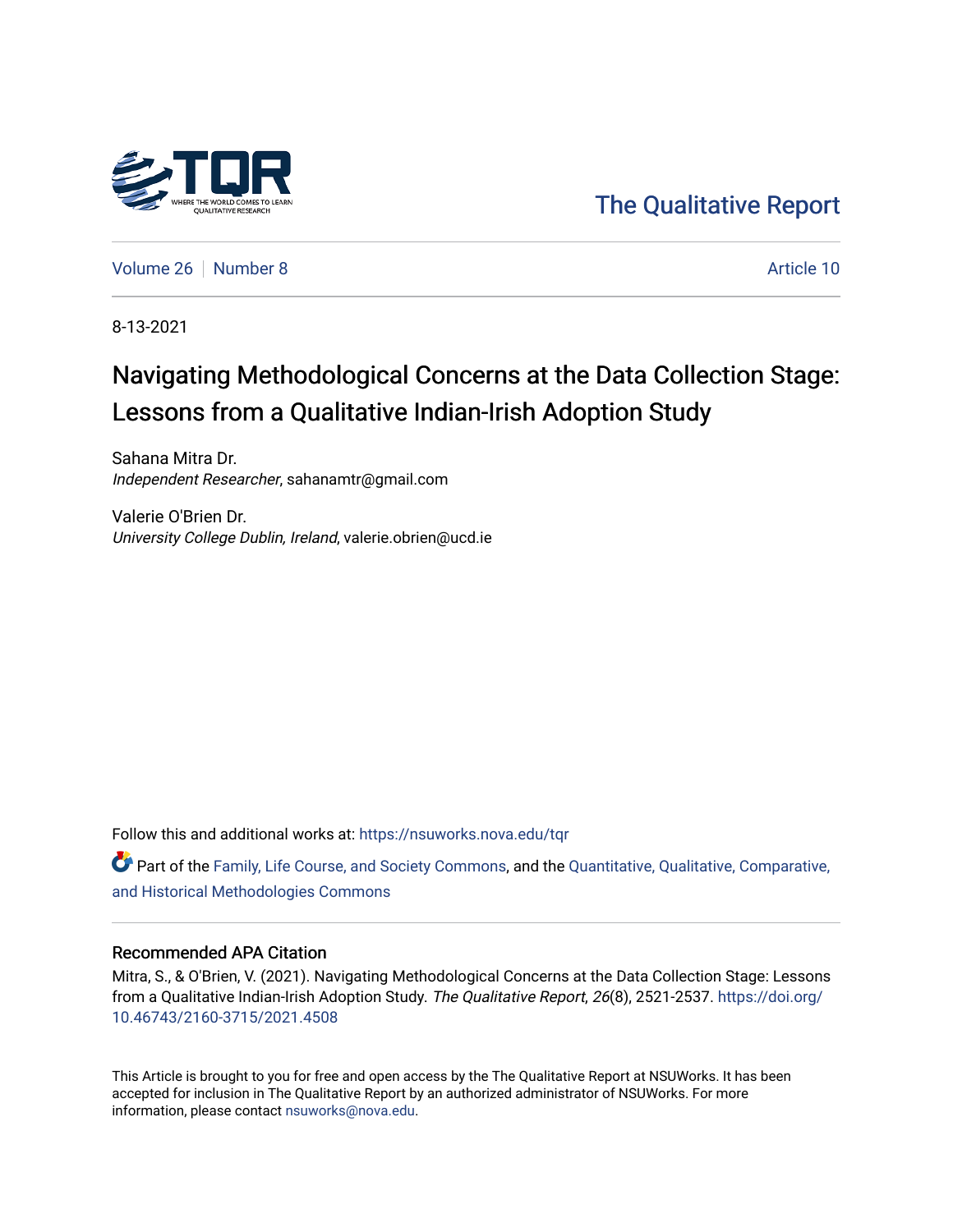The Qualitative Report

Volume 26 | Number 8 | Article 10

8-13-2021

# Navigating Methodological Concerns at the Data Collection Stage: Lessons from a Qualitative Indian-Irish Adoption Study

Sahana Mitra Dr.
*Independent Researcher*, sahanamtr@gmail.com

Valerie O'Brien Dr.
*University College Dublin, Ireland*, valerie.obrien@ucd.ie

Follow this and additional works at: https://nsuworks.nova.edu/tqr

Part of the Family, Life Course, and Society Commons, and the Quantitative, Qualitative, Comparative, and Historical Methodologies Commons

## Recommended APA Citation

Mitra, S., & O'Brien, V. (2021). Navigating Methodological Concerns at the Data Collection Stage: Lessons from a Qualitative Indian-Irish Adoption Study. *The Qualitative Report*, *26*(8), 2521-2537. https://doi.org/10.46743/2160-3715/2021.4508

This Article is brought to you for free and open access by the The Qualitative Report at NSUWorks. It has been accepted for inclusion in The Qualitative Report by an authorized administrator of NSUWorks. For more information, please contact nsuworks@nova.edu.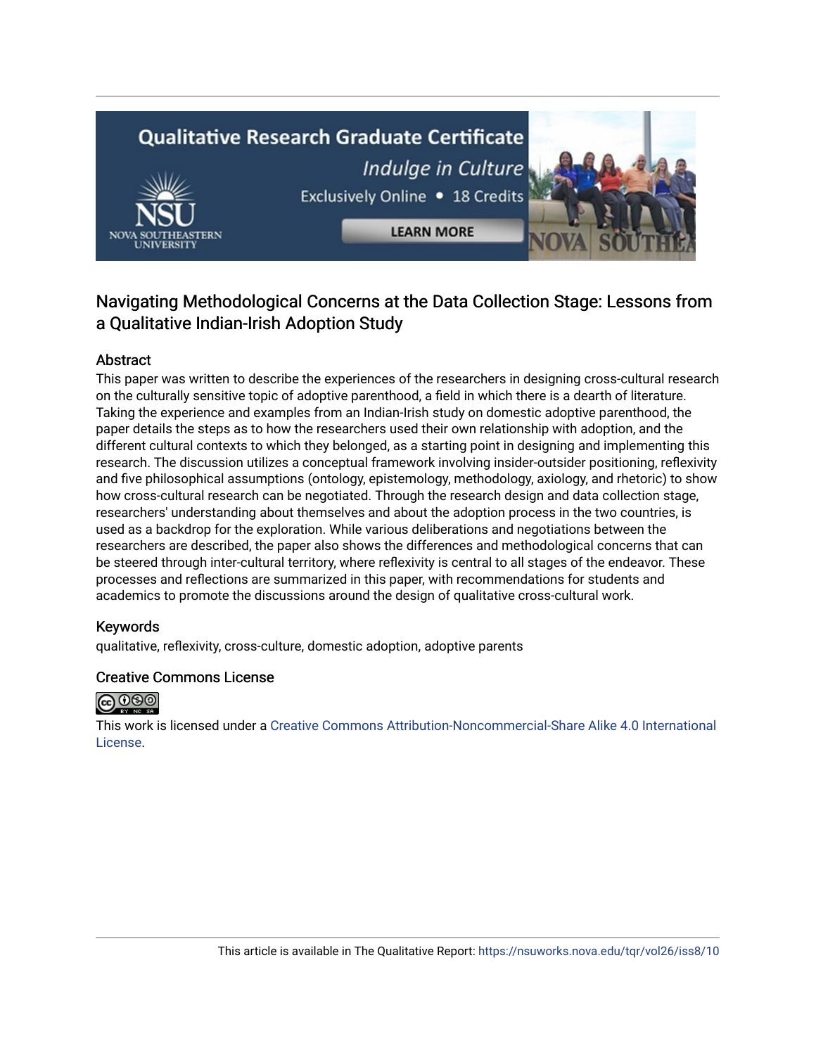## Navigating Methodological Concerns at the Data Collection Stage: Lessons from a Qualitative Indian-Irish Adoption Study

### Abstract

This paper was written to describe the experiences of the researchers in designing cross-cultural research on the culturally sensitive topic of adoptive parenthood, a field in which there is a dearth of literature. Taking the experience and examples from an Indian-Irish study on domestic adoptive parenthood, the paper details the steps as to how the researchers used their own relationship with adoption, and the different cultural contexts to which they belonged, as a starting point in designing and implementing this research. The discussion utilizes a conceptual framework involving insider-outsider positioning, reflexivity and five philosophical assumptions (ontology, epistemology, methodology, axiology, and rhetoric) to show how cross-cultural research can be negotiated. Through the research design and data collection stage, researchers' understanding about themselves and about the adoption process in the two countries, is used as a backdrop for the exploration. While various deliberations and negotiations between the researchers are described, the paper also shows the differences and methodological concerns that can be steered through inter-cultural territory, where reflexivity is central to all stages of the endeavor. These processes and reflections are summarized in this paper, with recommendations for students and academics to promote the discussions around the design of qualitative cross-cultural work.

### Keywords

qualitative, reflexivity, cross-culture, domestic adoption, adoptive parents

### Creative Commons License

This work is licensed under a Creative Commons Attribution-Noncommercial-Share Alike 4.0 International License.

This article is available in The Qualitative Report: https://nsuworks.nova.edu/tqr/vol26/iss8/10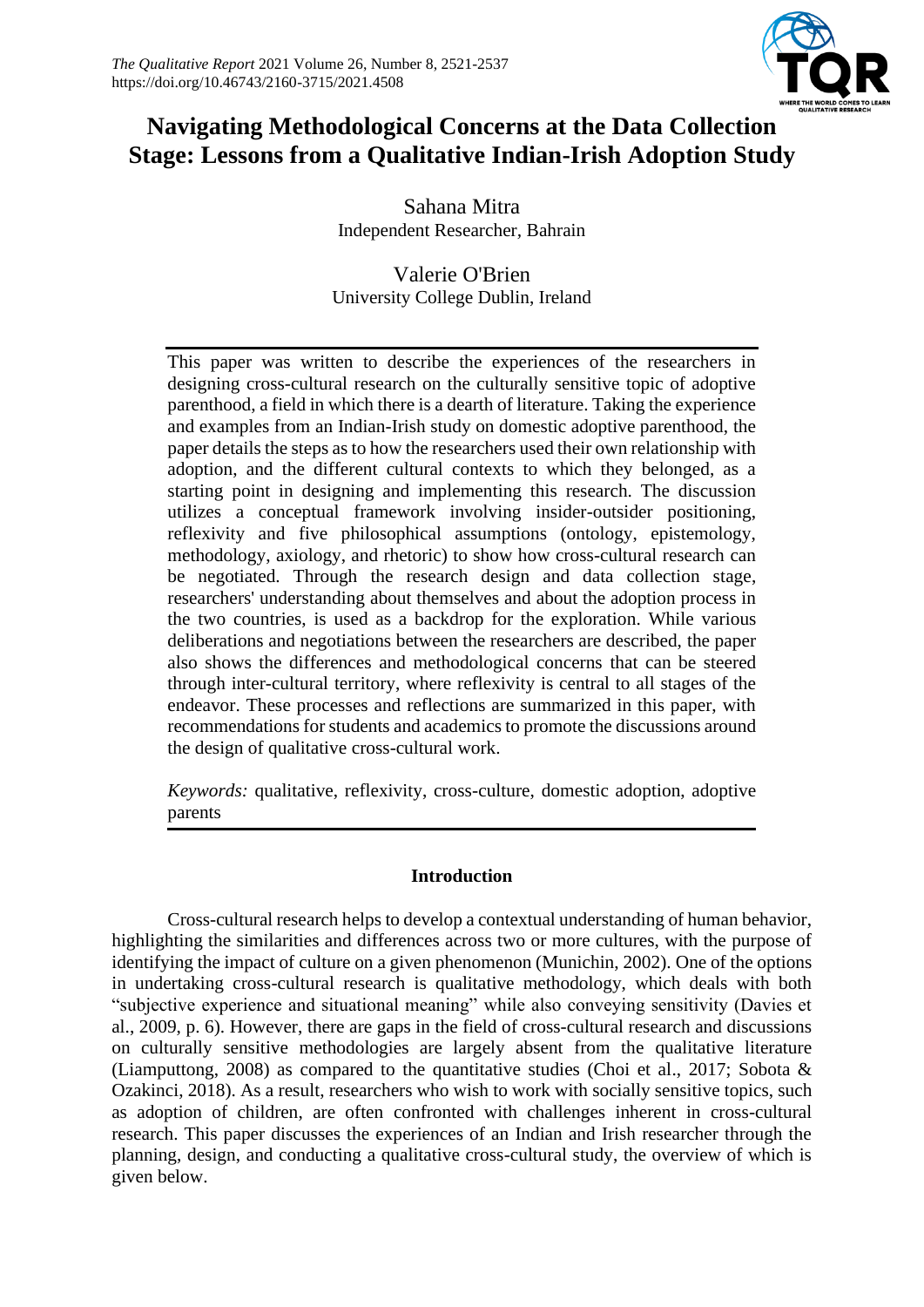# Navigating Methodological Concerns at the Data Collection Stage: Lessons from a Qualitative Indian-Irish Adoption Study

Sahana Mitra
Independent Researcher, Bahrain

Valerie O'Brien
University College Dublin, Ireland

This paper was written to describe the experiences of the researchers in designing cross-cultural research on the culturally sensitive topic of adoptive parenthood, a field in which there is a dearth of literature. Taking the experience and examples from an Indian-Irish study on domestic adoptive parenthood, the paper details the steps as to how the researchers used their own relationship with adoption, and the different cultural contexts to which they belonged, as a starting point in designing and implementing this research. The discussion utilizes a conceptual framework involving insider-outsider positioning, reflexivity and five philosophical assumptions (ontology, epistemology, methodology, axiology, and rhetoric) to show how cross-cultural research can be negotiated. Through the research design and data collection stage, researchers' understanding about themselves and about the adoption process in the two countries, is used as a backdrop for the exploration. While various deliberations and negotiations between the researchers are described, the paper also shows the differences and methodological concerns that can be steered through inter-cultural territory, where reflexivity is central to all stages of the endeavor. These processes and reflections are summarized in this paper, with recommendations for students and academics to promote the discussions around the design of qualitative cross-cultural work.

*Keywords:* qualitative, reflexivity, cross-culture, domestic adoption, adoptive parents

## Introduction

Cross-cultural research helps to develop a contextual understanding of human behavior, highlighting the similarities and differences across two or more cultures, with the purpose of identifying the impact of culture on a given phenomenon (Munichin, 2002). One of the options in undertaking cross-cultural research is qualitative methodology, which deals with both "subjective experience and situational meaning" while also conveying sensitivity (Davies et al., 2009, p. 6). However, there are gaps in the field of cross-cultural research and discussions on culturally sensitive methodologies are largely absent from the qualitative literature (Liamputtong, 2008) as compared to the quantitative studies (Choi et al., 2017; Sobota & Ozakinci, 2018). As a result, researchers who wish to work with socially sensitive topics, such as adoption of children, are often confronted with challenges inherent in cross-cultural research. This paper discusses the experiences of an Indian and Irish researcher through the planning, design, and conducting a qualitative cross-cultural study, the overview of which is given below.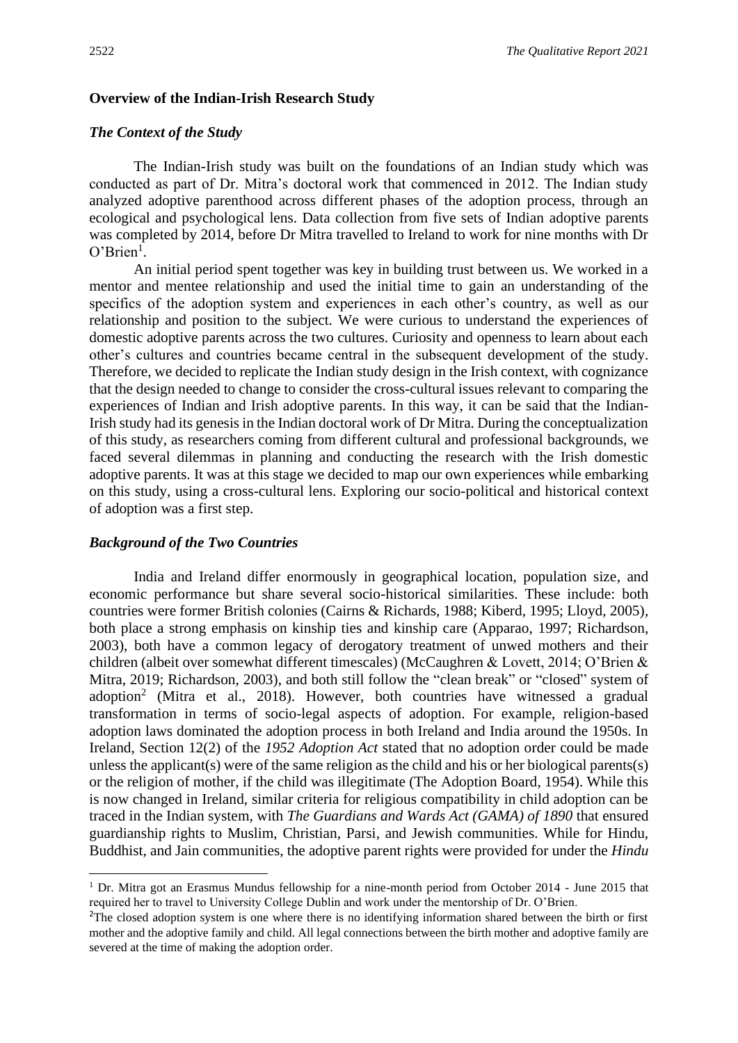## Overview of the Indian-Irish Research Study

### *The Context of the Study*

The Indian-Irish study was built on the foundations of an Indian study which was conducted as part of Dr. Mitra's doctoral work that commenced in 2012. The Indian study analyzed adoptive parenthood across different phases of the adoption process, through an ecological and psychological lens. Data collection from five sets of Indian adoptive parents was completed by 2014, before Dr Mitra travelled to Ireland to work for nine months with Dr O'Brien[1].

An initial period spent together was key in building trust between us. We worked in a mentor and mentee relationship and used the initial time to gain an understanding of the specifics of the adoption system and experiences in each other's country, as well as our relationship and position to the subject. We were curious to understand the experiences of domestic adoptive parents across the two cultures. Curiosity and openness to learn about each other's cultures and countries became central in the subsequent development of the study. Therefore, we decided to replicate the Indian study design in the Irish context, with cognizance that the design needed to change to consider the cross-cultural issues relevant to comparing the experiences of Indian and Irish adoptive parents. In this way, it can be said that the Indian-Irish study had its genesis in the Indian doctoral work of Dr Mitra. During the conceptualization of this study, as researchers coming from different cultural and professional backgrounds, we faced several dilemmas in planning and conducting the research with the Irish domestic adoptive parents. It was at this stage we decided to map our own experiences while embarking on this study, using a cross-cultural lens. Exploring our socio-political and historical context of adoption was a first step.

### *Background of the Two Countries*

India and Ireland differ enormously in geographical location, population size, and economic performance but share several socio-historical similarities. These include: both countries were former British colonies (Cairns & Richards, 1988; Kiberd, 1995; Lloyd, 2005), both place a strong emphasis on kinship ties and kinship care (Apparao, 1997; Richardson, 2003), both have a common legacy of derogatory treatment of unwed mothers and their children (albeit over somewhat different timescales) (McCaughren & Lovett, 2014; O'Brien & Mitra, 2019; Richardson, 2003), and both still follow the "clean break" or "closed" system of adoption[2] (Mitra et al., 2018). However, both countries have witnessed a gradual transformation in terms of socio-legal aspects of adoption. For example, religion-based adoption laws dominated the adoption process in both Ireland and India around the 1950s. In Ireland, Section 12(2) of the *1952 Adoption Act* stated that no adoption order could be made unless the applicant(s) were of the same religion as the child and his or her biological parents(s) or the religion of mother, if the child was illegitimate (The Adoption Board, 1954). While this is now changed in Ireland, similar criteria for religious compatibility in child adoption can be traced in the Indian system, with *The Guardians and Wards Act (GAMA) of 1890* that ensured guardianship rights to Muslim, Christian, Parsi, and Jewish communities. While for Hindu, Buddhist, and Jain communities, the adoptive parent rights were provided for under the *Hindu*

---

[1] Dr. Mitra got an Erasmus Mundus fellowship for a nine-month period from October 2014 - June 2015 that required her to travel to University College Dublin and work under the mentorship of Dr. O'Brien.

[2] The closed adoption system is one where there is no identifying information shared between the birth or first mother and the adoptive family and child. All legal connections between the birth mother and adoptive family are severed at the time of making the adoption order.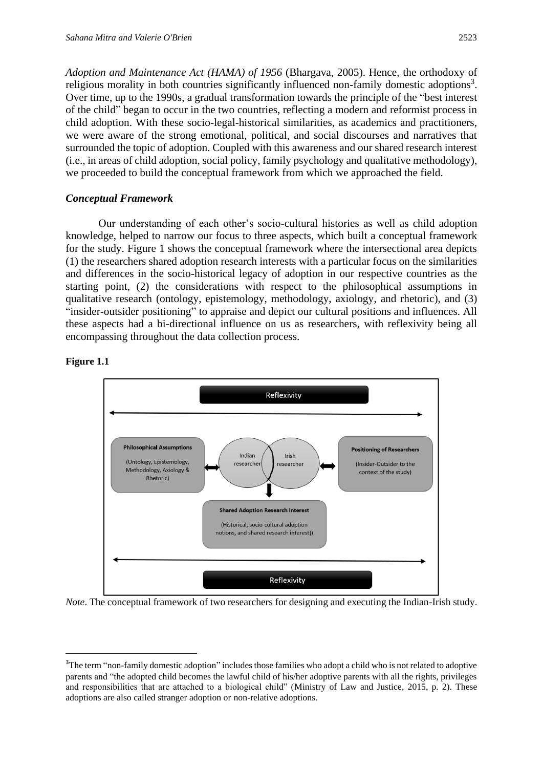*Adoption and Maintenance Act (HAMA) of 1956* (Bhargava, 2005). Hence, the orthodoxy of religious morality in both countries significantly influenced non-family domestic adoptions[3]. Over time, up to the 1990s, a gradual transformation towards the principle of the "best interest of the child" began to occur in the two countries, reflecting a modern and reformist process in child adoption. With these socio-legal-historical similarities, as academics and practitioners, we were aware of the strong emotional, political, and social discourses and narratives that surrounded the topic of adoption. Coupled with this awareness and our shared research interest (i.e., in areas of child adoption, social policy, family psychology and qualitative methodology), we proceeded to build the conceptual framework from which we approached the field.

### *Conceptual Framework*

Our understanding of each other's socio-cultural histories as well as child adoption knowledge, helped to narrow our focus to three aspects, which built a conceptual framework for the study. Figure 1 shows the conceptual framework where the intersectional area depicts (1) the researchers shared adoption research interests with a particular focus on the similarities and differences in the socio-historical legacy of adoption in our respective countries as the starting point, (2) the considerations with respect to the philosophical assumptions in qualitative research (ontology, epistemology, methodology, axiology, and rhetoric), and (3) "insider-outsider positioning" to appraise and depict our cultural positions and influences. All these aspects had a bi-directional influence on us as researchers, with reflexivity being all encompassing throughout the data collection process.

**Figure 1.1**

Reflexivity

Philosophical Assumptions (Ontology, Epistemology, Methodology, Axiology & Rhetoric)

Indian researcher

Irish researcher

Positioning of Researchers (Insider-Outsider to the context of the study)

Shared Adoption Research Interest (Historical, socio-cultural adoption notions, and shared research interest))

Reflexivity

*Note*. The conceptual framework of two researchers for designing and executing the Indian-Irish study.

[3]The term "non-family domestic adoption" includes those families who adopt a child who is not related to adoptive parents and "the adopted child becomes the lawful child of his/her adoptive parents with all the rights, privileges and responsibilities that are attached to a biological child" (Ministry of Law and Justice, 2015, p. 2). These adoptions are also called stranger adoption or non-relative adoptions.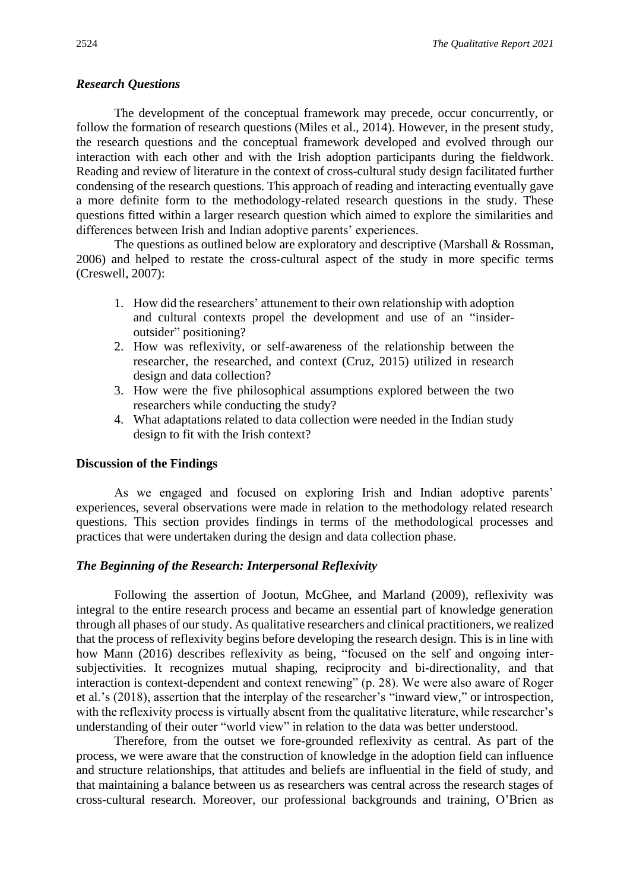### *Research Questions*

The development of the conceptual framework may precede, occur concurrently, or follow the formation of research questions (Miles et al., 2014). However, in the present study, the research questions and the conceptual framework developed and evolved through our interaction with each other and with the Irish adoption participants during the fieldwork. Reading and review of literature in the context of cross-cultural study design facilitated further condensing of the research questions. This approach of reading and interacting eventually gave a more definite form to the methodology-related research questions in the study. These questions fitted within a larger research question which aimed to explore the similarities and differences between Irish and Indian adoptive parents' experiences.

The questions as outlined below are exploratory and descriptive (Marshall & Rossman, 2006) and helped to restate the cross-cultural aspect of the study in more specific terms (Creswell, 2007):

1. How did the researchers' attunement to their own relationship with adoption and cultural contexts propel the development and use of an "insider-outsider" positioning?
2. How was reflexivity, or self-awareness of the relationship between the researcher, the researched, and context (Cruz, 2015) utilized in research design and data collection?
3. How were the five philosophical assumptions explored between the two researchers while conducting the study?
4. What adaptations related to data collection were needed in the Indian study design to fit with the Irish context?

## **Discussion of the Findings**

As we engaged and focused on exploring Irish and Indian adoptive parents' experiences, several observations were made in relation to the methodology related research questions. This section provides findings in terms of the methodological processes and practices that were undertaken during the design and data collection phase.

### *The Beginning of the Research: Interpersonal Reflexivity*

Following the assertion of Jootun, McGhee, and Marland (2009), reflexivity was integral to the entire research process and became an essential part of knowledge generation through all phases of our study. As qualitative researchers and clinical practitioners, we realized that the process of reflexivity begins before developing the research design. This is in line with how Mann (2016) describes reflexivity as being, "focused on the self and ongoing inter-subjectivities. It recognizes mutual shaping, reciprocity and bi-directionality, and that interaction is context-dependent and context renewing" (p. 28). We were also aware of Roger et al.'s (2018), assertion that the interplay of the researcher's "inward view," or introspection, with the reflexivity process is virtually absent from the qualitative literature, while researcher's understanding of their outer "world view" in relation to the data was better understood.

Therefore, from the outset we fore-grounded reflexivity as central. As part of the process, we were aware that the construction of knowledge in the adoption field can influence and structure relationships, that attitudes and beliefs are influential in the field of study, and that maintaining a balance between us as researchers was central across the research stages of cross-cultural research. Moreover, our professional backgrounds and training, O'Brien as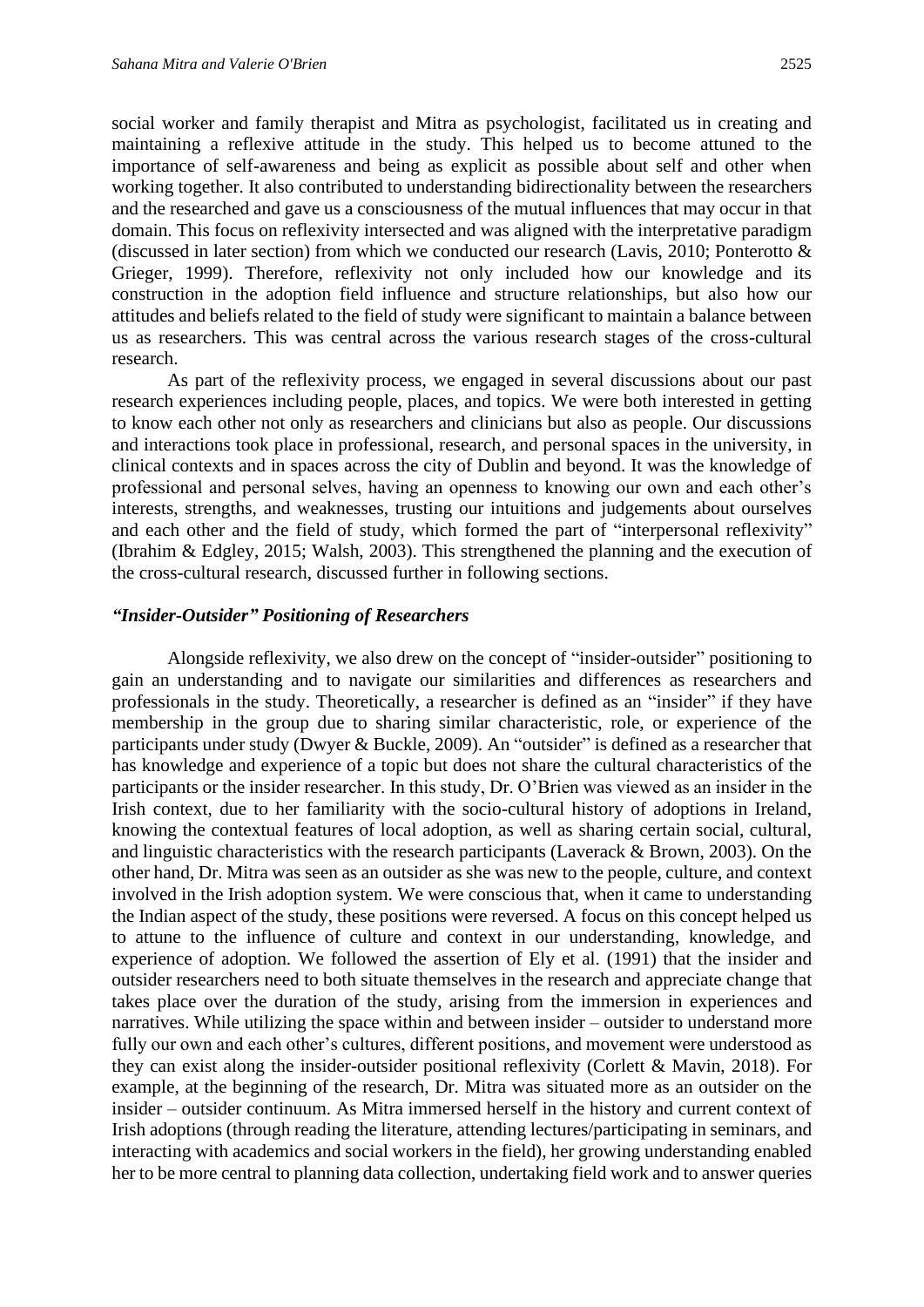social worker and family therapist and Mitra as psychologist, facilitated us in creating and maintaining a reflexive attitude in the study. This helped us to become attuned to the importance of self-awareness and being as explicit as possible about self and other when working together. It also contributed to understanding bidirectionality between the researchers and the researched and gave us a consciousness of the mutual influences that may occur in that domain. This focus on reflexivity intersected and was aligned with the interpretative paradigm (discussed in later section) from which we conducted our research (Lavis, 2010; Ponterotto & Grieger, 1999). Therefore, reflexivity not only included how our knowledge and its construction in the adoption field influence and structure relationships, but also how our attitudes and beliefs related to the field of study were significant to maintain a balance between us as researchers. This was central across the various research stages of the cross-cultural research.

As part of the reflexivity process, we engaged in several discussions about our past research experiences including people, places, and topics. We were both interested in getting to know each other not only as researchers and clinicians but also as people. Our discussions and interactions took place in professional, research, and personal spaces in the university, in clinical contexts and in spaces across the city of Dublin and beyond. It was the knowledge of professional and personal selves, having an openness to knowing our own and each other's interests, strengths, and weaknesses, trusting our intuitions and judgements about ourselves and each other and the field of study, which formed the part of "interpersonal reflexivity" (Ibrahim & Edgley, 2015; Walsh, 2003). This strengthened the planning and the execution of the cross-cultural research, discussed further in following sections.

### *"Insider-Outsider" Positioning of Researchers*

Alongside reflexivity, we also drew on the concept of "insider-outsider" positioning to gain an understanding and to navigate our similarities and differences as researchers and professionals in the study. Theoretically, a researcher is defined as an "insider" if they have membership in the group due to sharing similar characteristic, role, or experience of the participants under study (Dwyer & Buckle, 2009). An "outsider" is defined as a researcher that has knowledge and experience of a topic but does not share the cultural characteristics of the participants or the insider researcher. In this study, Dr. O'Brien was viewed as an insider in the Irish context, due to her familiarity with the socio-cultural history of adoptions in Ireland, knowing the contextual features of local adoption, as well as sharing certain social, cultural, and linguistic characteristics with the research participants (Laverack & Brown, 2003). On the other hand, Dr. Mitra was seen as an outsider as she was new to the people, culture, and context involved in the Irish adoption system. We were conscious that, when it came to understanding the Indian aspect of the study, these positions were reversed. A focus on this concept helped us to attune to the influence of culture and context in our understanding, knowledge, and experience of adoption. We followed the assertion of Ely et al. (1991) that the insider and outsider researchers need to both situate themselves in the research and appreciate change that takes place over the duration of the study, arising from the immersion in experiences and narratives. While utilizing the space within and between insider – outsider to understand more fully our own and each other's cultures, different positions, and movement were understood as they can exist along the insider-outsider positional reflexivity (Corlett & Mavin, 2018). For example, at the beginning of the research, Dr. Mitra was situated more as an outsider on the insider – outsider continuum. As Mitra immersed herself in the history and current context of Irish adoptions (through reading the literature, attending lectures/participating in seminars, and interacting with academics and social workers in the field), her growing understanding enabled her to be more central to planning data collection, undertaking field work and to answer queries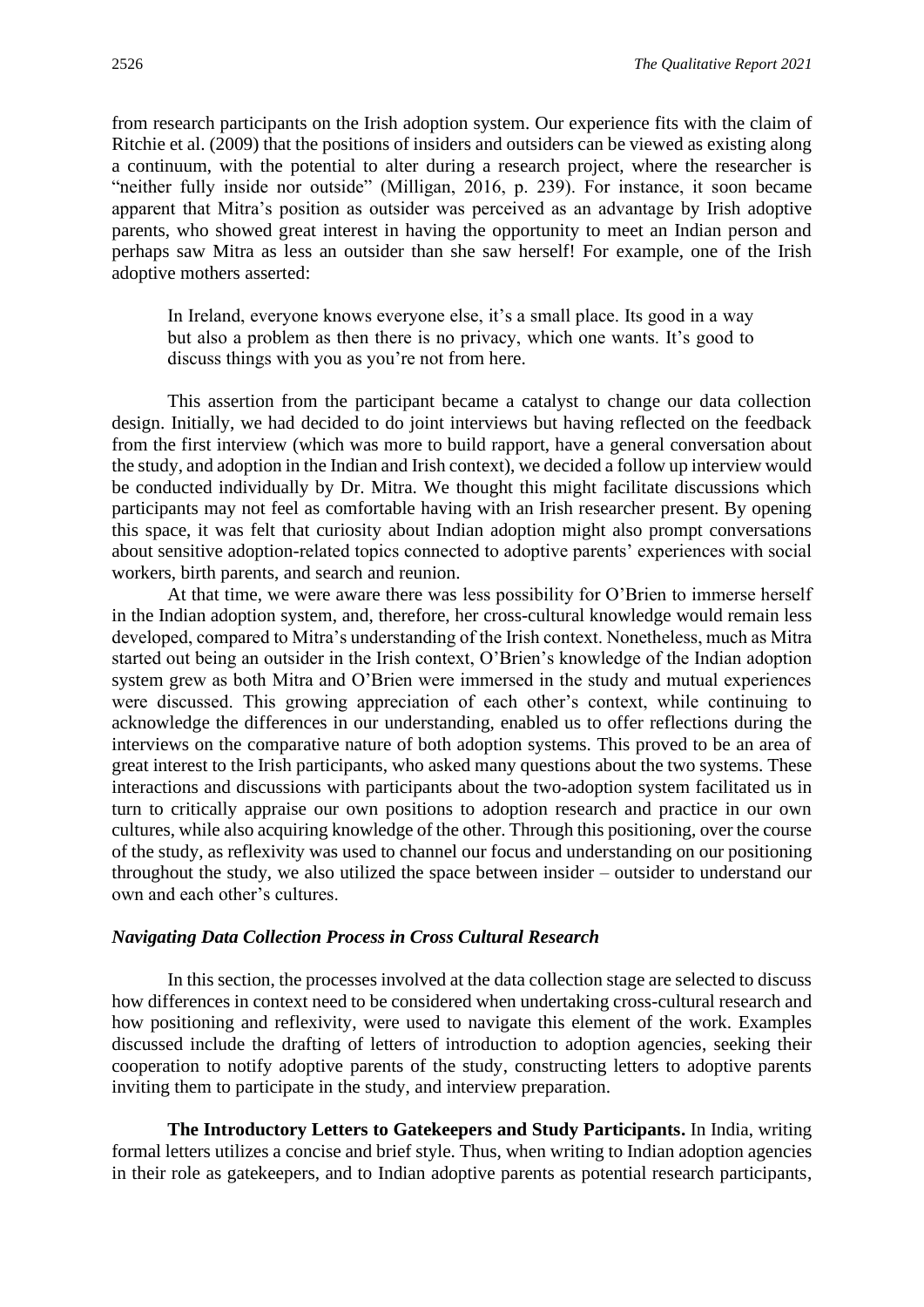from research participants on the Irish adoption system. Our experience fits with the claim of Ritchie et al. (2009) that the positions of insiders and outsiders can be viewed as existing along a continuum, with the potential to alter during a research project, where the researcher is "neither fully inside nor outside" (Milligan, 2016, p. 239). For instance, it soon became apparent that Mitra's position as outsider was perceived as an advantage by Irish adoptive parents, who showed great interest in having the opportunity to meet an Indian person and perhaps saw Mitra as less an outsider than she saw herself! For example, one of the Irish adoptive mothers asserted:

> In Ireland, everyone knows everyone else, it's a small place. Its good in a way but also a problem as then there is no privacy, which one wants. It's good to discuss things with you as you're not from here.

This assertion from the participant became a catalyst to change our data collection design. Initially, we had decided to do joint interviews but having reflected on the feedback from the first interview (which was more to build rapport, have a general conversation about the study, and adoption in the Indian and Irish context), we decided a follow up interview would be conducted individually by Dr. Mitra. We thought this might facilitate discussions which participants may not feel as comfortable having with an Irish researcher present. By opening this space, it was felt that curiosity about Indian adoption might also prompt conversations about sensitive adoption-related topics connected to adoptive parents' experiences with social workers, birth parents, and search and reunion.

At that time, we were aware there was less possibility for O'Brien to immerse herself in the Indian adoption system, and, therefore, her cross-cultural knowledge would remain less developed, compared to Mitra's understanding of the Irish context. Nonetheless, much as Mitra started out being an outsider in the Irish context, O'Brien's knowledge of the Indian adoption system grew as both Mitra and O'Brien were immersed in the study and mutual experiences were discussed. This growing appreciation of each other's context, while continuing to acknowledge the differences in our understanding, enabled us to offer reflections during the interviews on the comparative nature of both adoption systems. This proved to be an area of great interest to the Irish participants, who asked many questions about the two systems. These interactions and discussions with participants about the two-adoption system facilitated us in turn to critically appraise our own positions to adoption research and practice in our own cultures, while also acquiring knowledge of the other. Through this positioning, over the course of the study, as reflexivity was used to channel our focus and understanding on our positioning throughout the study, we also utilized the space between insider – outsider to understand our own and each other's cultures.

### *Navigating Data Collection Process in Cross Cultural Research*

In this section, the processes involved at the data collection stage are selected to discuss how differences in context need to be considered when undertaking cross-cultural research and how positioning and reflexivity, were used to navigate this element of the work. Examples discussed include the drafting of letters of introduction to adoption agencies, seeking their cooperation to notify adoptive parents of the study, constructing letters to adoptive parents inviting them to participate in the study, and interview preparation.

**The Introductory Letters to Gatekeepers and Study Participants.** In India, writing formal letters utilizes a concise and brief style. Thus, when writing to Indian adoption agencies in their role as gatekeepers, and to Indian adoptive parents as potential research participants,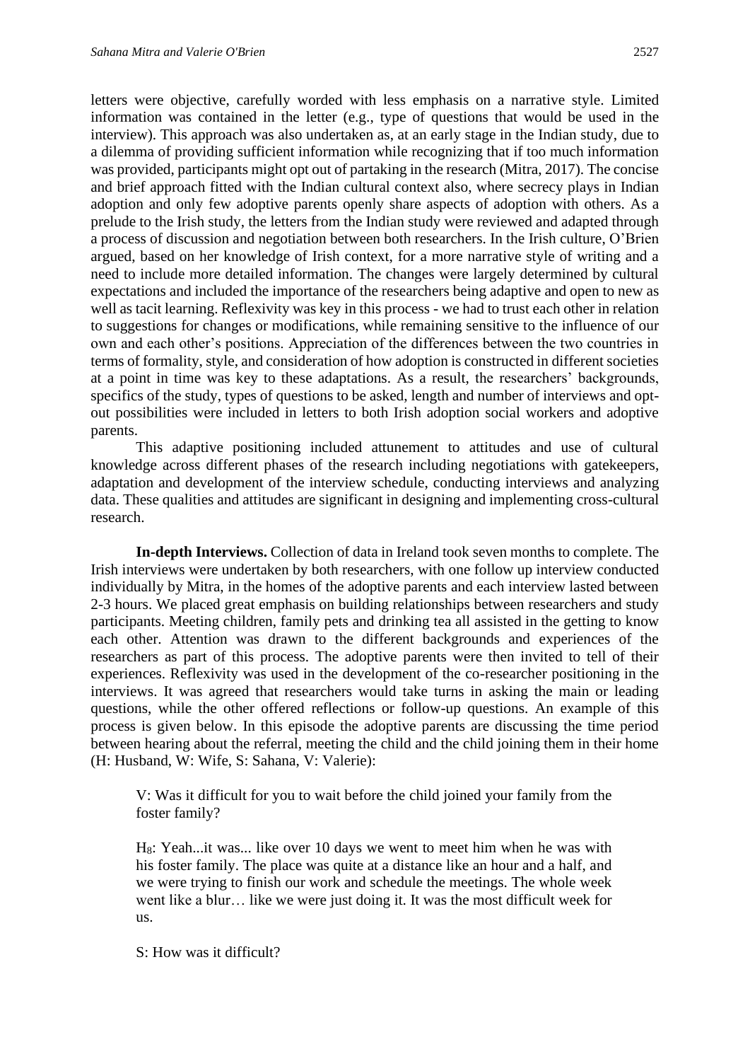letters were objective, carefully worded with less emphasis on a narrative style. Limited information was contained in the letter (e.g., type of questions that would be used in the interview). This approach was also undertaken as, at an early stage in the Indian study, due to a dilemma of providing sufficient information while recognizing that if too much information was provided, participants might opt out of partaking in the research (Mitra, 2017). The concise and brief approach fitted with the Indian cultural context also, where secrecy plays in Indian adoption and only few adoptive parents openly share aspects of adoption with others. As a prelude to the Irish study, the letters from the Indian study were reviewed and adapted through a process of discussion and negotiation between both researchers. In the Irish culture, O'Brien argued, based on her knowledge of Irish context, for a more narrative style of writing and a need to include more detailed information. The changes were largely determined by cultural expectations and included the importance of the researchers being adaptive and open to new as well as tacit learning. Reflexivity was key in this process - we had to trust each other in relation to suggestions for changes or modifications, while remaining sensitive to the influence of our own and each other's positions. Appreciation of the differences between the two countries in terms of formality, style, and consideration of how adoption is constructed in different societies at a point in time was key to these adaptations. As a result, the researchers' backgrounds, specifics of the study, types of questions to be asked, length and number of interviews and opt-out possibilities were included in letters to both Irish adoption social workers and adoptive parents.

This adaptive positioning included attunement to attitudes and use of cultural knowledge across different phases of the research including negotiations with gatekeepers, adaptation and development of the interview schedule, conducting interviews and analyzing data. These qualities and attitudes are significant in designing and implementing cross-cultural research.

**In-depth Interviews.** Collection of data in Ireland took seven months to complete. The Irish interviews were undertaken by both researchers, with one follow up interview conducted individually by Mitra, in the homes of the adoptive parents and each interview lasted between 2-3 hours. We placed great emphasis on building relationships between researchers and study participants. Meeting children, family pets and drinking tea all assisted in the getting to know each other. Attention was drawn to the different backgrounds and experiences of the researchers as part of this process. The adoptive parents were then invited to tell of their experiences. Reflexivity was used in the development of the co-researcher positioning in the interviews. It was agreed that researchers would take turns in asking the main or leading questions, while the other offered reflections or follow-up questions. An example of this process is given below. In this episode the adoptive parents are discussing the time period between hearing about the referral, meeting the child and the child joining them in their home (H: Husband, W: Wife, S: Sahana, V: Valerie):

> V: Was it difficult for you to wait before the child joined your family from the foster family?
>
> $H_8$: Yeah...it was... like over 10 days we went to meet him when he was with his foster family. The place was quite at a distance like an hour and a half, and we were trying to finish our work and schedule the meetings. The whole week went like a blur… like we were just doing it. It was the most difficult week for us.
>
> S: How was it difficult?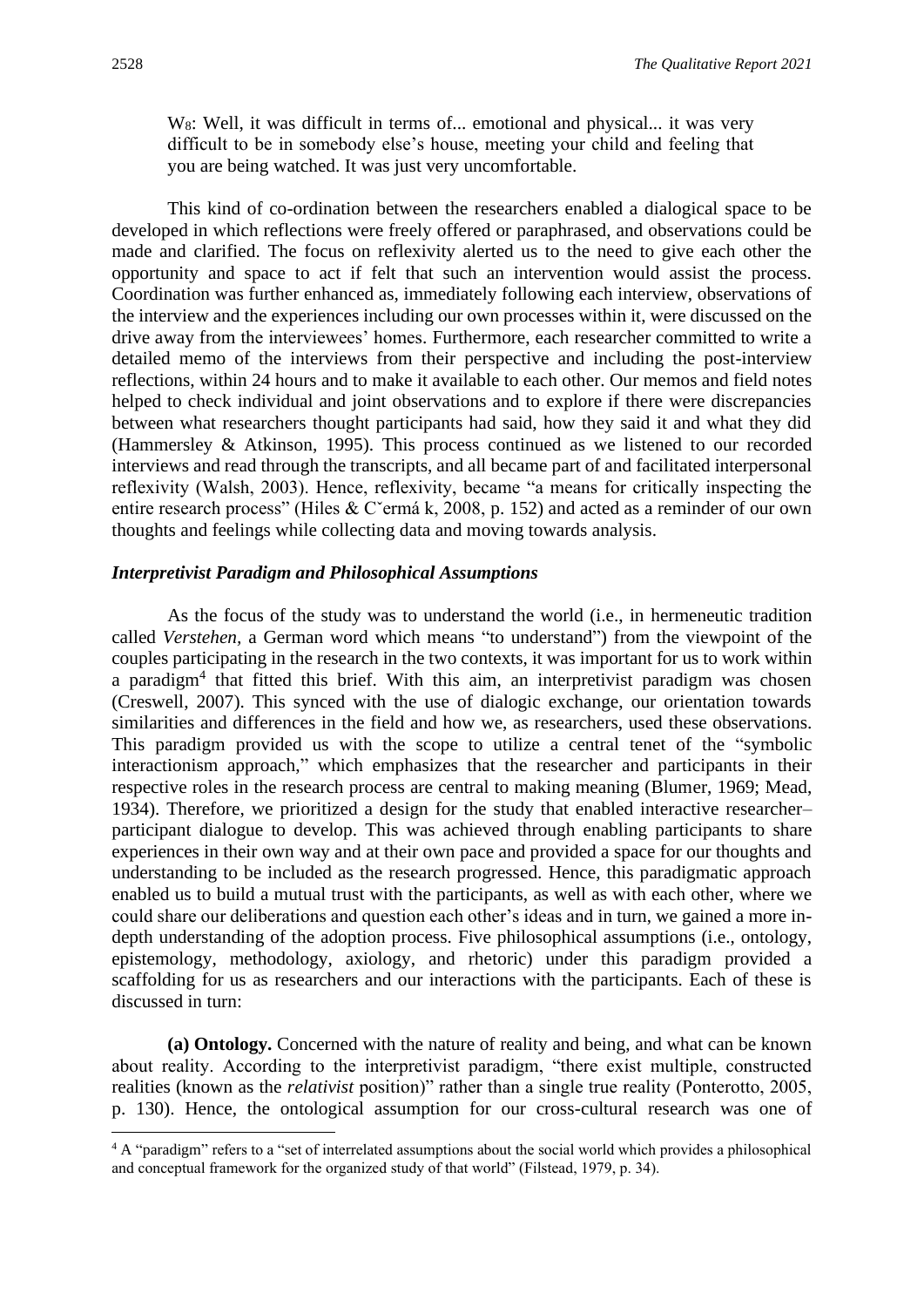W$_8$: Well, it was difficult in terms of... emotional and physical... it was very difficult to be in somebody else's house, meeting your child and feeling that you are being watched. It was just very uncomfortable.

This kind of co-ordination between the researchers enabled a dialogical space to be developed in which reflections were freely offered or paraphrased, and observations could be made and clarified. The focus on reflexivity alerted us to the need to give each other the opportunity and space to act if felt that such an intervention would assist the process. Coordination was further enhanced as, immediately following each interview, observations of the interview and the experiences including our own processes within it, were discussed on the drive away from the interviewees' homes. Furthermore, each researcher committed to write a detailed memo of the interviews from their perspective and including the post-interview reflections, within 24 hours and to make it available to each other. Our memos and field notes helped to check individual and joint observations and to explore if there were discrepancies between what researchers thought participants had said, how they said it and what they did (Hammersley & Atkinson, 1995). This process continued as we listened to our recorded interviews and read through the transcripts, and all became part of and facilitated interpersonal reflexivity (Walsh, 2003). Hence, reflexivity, became "a means for critically inspecting the entire research process" (Hiles & Cˇermá k, 2008, p. 152) and acted as a reminder of our own thoughts and feelings while collecting data and moving towards analysis.

### *Interpretivist Paradigm and Philosophical Assumptions*

As the focus of the study was to understand the world (i.e., in hermeneutic tradition called *Verstehen,* a German word which means "to understand") from the viewpoint of the couples participating in the research in the two contexts, it was important for us to work within a paradigm[4] that fitted this brief. With this aim, an interpretivist paradigm was chosen (Creswell, 2007). This synced with the use of dialogic exchange, our orientation towards similarities and differences in the field and how we, as researchers, used these observations. This paradigm provided us with the scope to utilize a central tenet of the "symbolic interactionism approach," which emphasizes that the researcher and participants in their respective roles in the research process are central to making meaning (Blumer, 1969; Mead, 1934). Therefore, we prioritized a design for the study that enabled interactive researcher–participant dialogue to develop. This was achieved through enabling participants to share experiences in their own way and at their own pace and provided a space for our thoughts and understanding to be included as the research progressed. Hence, this paradigmatic approach enabled us to build a mutual trust with the participants, as well as with each other, where we could share our deliberations and question each other's ideas and in turn, we gained a more in-depth understanding of the adoption process. Five philosophical assumptions (i.e., ontology, epistemology, methodology, axiology, and rhetoric) under this paradigm provided a scaffolding for us as researchers and our interactions with the participants. Each of these is discussed in turn:

**(a) Ontology.** Concerned with the nature of reality and being, and what can be known about reality. According to the interpretivist paradigm, "there exist multiple, constructed realities (known as the *relativist* position)" rather than a single true reality (Ponterotto, 2005, p. 130). Hence, the ontological assumption for our cross-cultural research was one of

[4] A "paradigm" refers to a "set of interrelated assumptions about the social world which provides a philosophical and conceptual framework for the organized study of that world" (Filstead, 1979, p. 34).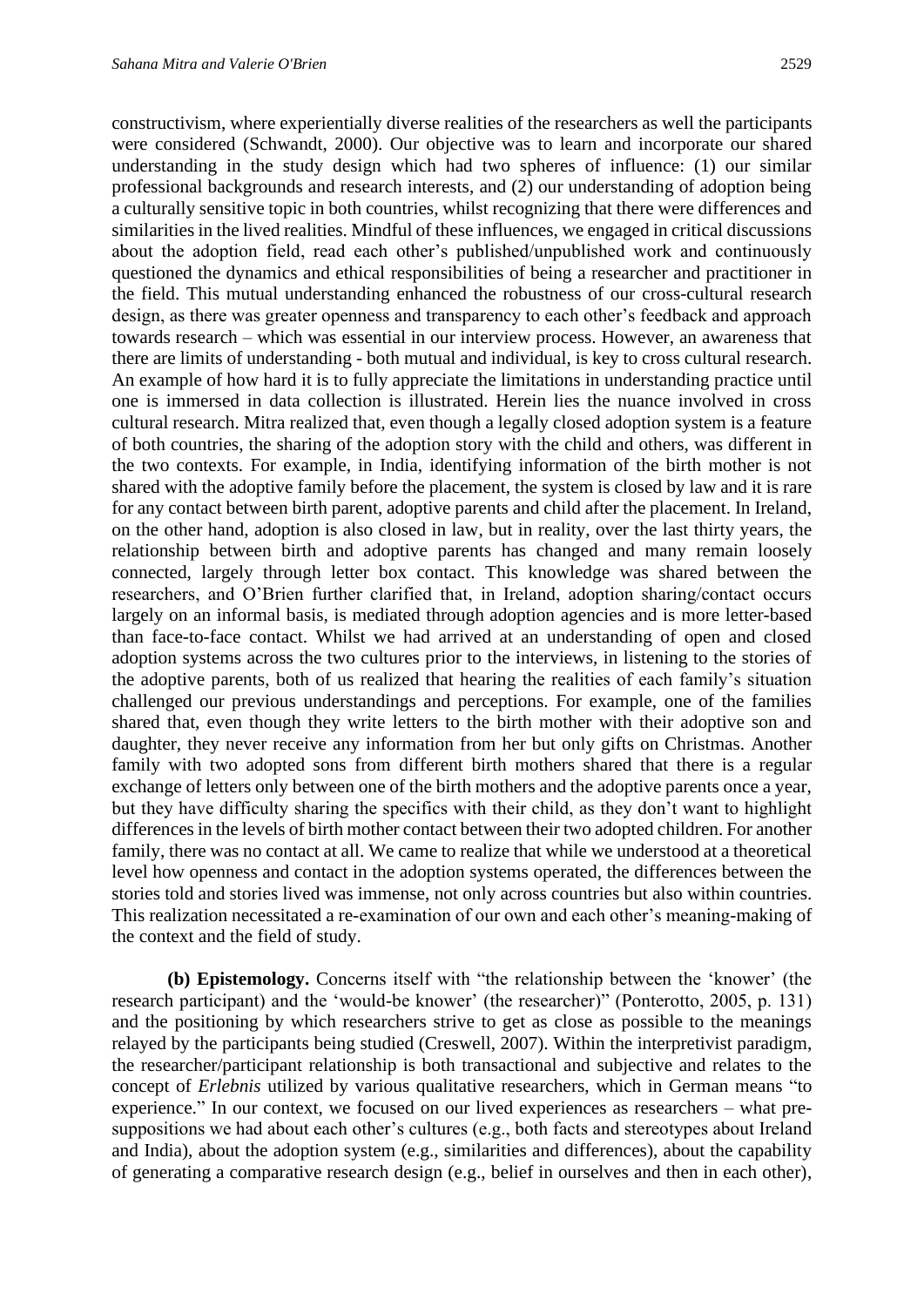constructivism, where experientially diverse realities of the researchers as well the participants were considered (Schwandt, 2000). Our objective was to learn and incorporate our shared understanding in the study design which had two spheres of influence: (1) our similar professional backgrounds and research interests, and (2) our understanding of adoption being a culturally sensitive topic in both countries, whilst recognizing that there were differences and similarities in the lived realities. Mindful of these influences, we engaged in critical discussions about the adoption field, read each other's published/unpublished work and continuously questioned the dynamics and ethical responsibilities of being a researcher and practitioner in the field. This mutual understanding enhanced the robustness of our cross-cultural research design, as there was greater openness and transparency to each other's feedback and approach towards research – which was essential in our interview process. However, an awareness that there are limits of understanding - both mutual and individual, is key to cross cultural research. An example of how hard it is to fully appreciate the limitations in understanding practice until one is immersed in data collection is illustrated. Herein lies the nuance involved in cross cultural research. Mitra realized that, even though a legally closed adoption system is a feature of both countries, the sharing of the adoption story with the child and others, was different in the two contexts. For example, in India, identifying information of the birth mother is not shared with the adoptive family before the placement, the system is closed by law and it is rare for any contact between birth parent, adoptive parents and child after the placement. In Ireland, on the other hand, adoption is also closed in law, but in reality, over the last thirty years, the relationship between birth and adoptive parents has changed and many remain loosely connected, largely through letter box contact. This knowledge was shared between the researchers, and O'Brien further clarified that, in Ireland, adoption sharing/contact occurs largely on an informal basis, is mediated through adoption agencies and is more letter-based than face-to-face contact. Whilst we had arrived at an understanding of open and closed adoption systems across the two cultures prior to the interviews, in listening to the stories of the adoptive parents, both of us realized that hearing the realities of each family's situation challenged our previous understandings and perceptions. For example, one of the families shared that, even though they write letters to the birth mother with their adoptive son and daughter, they never receive any information from her but only gifts on Christmas. Another family with two adopted sons from different birth mothers shared that there is a regular exchange of letters only between one of the birth mothers and the adoptive parents once a year, but they have difficulty sharing the specifics with their child, as they don't want to highlight differences in the levels of birth mother contact between their two adopted children. For another family, there was no contact at all. We came to realize that while we understood at a theoretical level how openness and contact in the adoption systems operated, the differences between the stories told and stories lived was immense, not only across countries but also within countries. This realization necessitated a re-examination of our own and each other's meaning-making of the context and the field of study.

**(b) Epistemology.** Concerns itself with "the relationship between the 'knower' (the research participant) and the 'would-be knower' (the researcher)" (Ponterotto, 2005, p. 131) and the positioning by which researchers strive to get as close as possible to the meanings relayed by the participants being studied (Creswell, 2007). Within the interpretivist paradigm, the researcher/participant relationship is both transactional and subjective and relates to the concept of *Erlebnis* utilized by various qualitative researchers, which in German means "to experience." In our context, we focused on our lived experiences as researchers – what pre-suppositions we had about each other's cultures (e.g., both facts and stereotypes about Ireland and India), about the adoption system (e.g., similarities and differences), about the capability of generating a comparative research design (e.g., belief in ourselves and then in each other),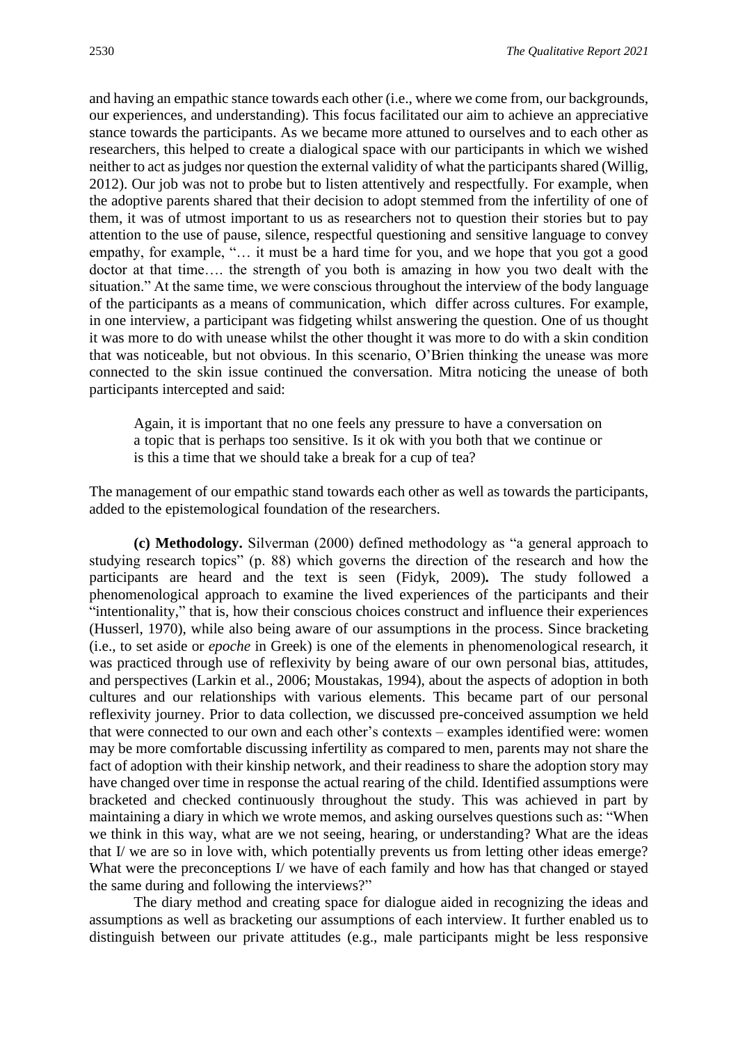and having an empathic stance towards each other (i.e., where we come from, our backgrounds, our experiences, and understanding). This focus facilitated our aim to achieve an appreciative stance towards the participants. As we became more attuned to ourselves and to each other as researchers, this helped to create a dialogical space with our participants in which we wished neither to act as judges nor question the external validity of what the participants shared (Willig, 2012). Our job was not to probe but to listen attentively and respectfully. For example, when the adoptive parents shared that their decision to adopt stemmed from the infertility of one of them, it was of utmost important to us as researchers not to question their stories but to pay attention to the use of pause, silence, respectful questioning and sensitive language to convey empathy, for example, "… it must be a hard time for you, and we hope that you got a good doctor at that time…. the strength of you both is amazing in how you two dealt with the situation." At the same time, we were conscious throughout the interview of the body language of the participants as a means of communication, which differ across cultures. For example, in one interview, a participant was fidgeting whilst answering the question. One of us thought it was more to do with unease whilst the other thought it was more to do with a skin condition that was noticeable, but not obvious. In this scenario, O'Brien thinking the unease was more connected to the skin issue continued the conversation. Mitra noticing the unease of both participants intercepted and said:

> Again, it is important that no one feels any pressure to have a conversation on a topic that is perhaps too sensitive. Is it ok with you both that we continue or is this a time that we should take a break for a cup of tea?

The management of our empathic stand towards each other as well as towards the participants, added to the epistemological foundation of the researchers.

**(c) Methodology.** Silverman (2000) defined methodology as "a general approach to studying research topics" (p. 88) which governs the direction of the research and how the participants are heard and the text is seen (Fidyk, 2009)**.** The study followed a phenomenological approach to examine the lived experiences of the participants and their "intentionality," that is, how their conscious choices construct and influence their experiences (Husserl, 1970), while also being aware of our assumptions in the process. Since bracketing (i.e., to set aside or *epoche* in Greek) is one of the elements in phenomenological research, it was practiced through use of reflexivity by being aware of our own personal bias, attitudes, and perspectives (Larkin et al., 2006; Moustakas, 1994), about the aspects of adoption in both cultures and our relationships with various elements. This became part of our personal reflexivity journey. Prior to data collection, we discussed pre-conceived assumption we held that were connected to our own and each other's contexts – examples identified were: women may be more comfortable discussing infertility as compared to men, parents may not share the fact of adoption with their kinship network, and their readiness to share the adoption story may have changed over time in response the actual rearing of the child. Identified assumptions were bracketed and checked continuously throughout the study. This was achieved in part by maintaining a diary in which we wrote memos, and asking ourselves questions such as: "When we think in this way, what are we not seeing, hearing, or understanding? What are the ideas that I/ we are so in love with, which potentially prevents us from letting other ideas emerge? What were the preconceptions I/ we have of each family and how has that changed or stayed the same during and following the interviews?"

The diary method and creating space for dialogue aided in recognizing the ideas and assumptions as well as bracketing our assumptions of each interview. It further enabled us to distinguish between our private attitudes (e.g., male participants might be less responsive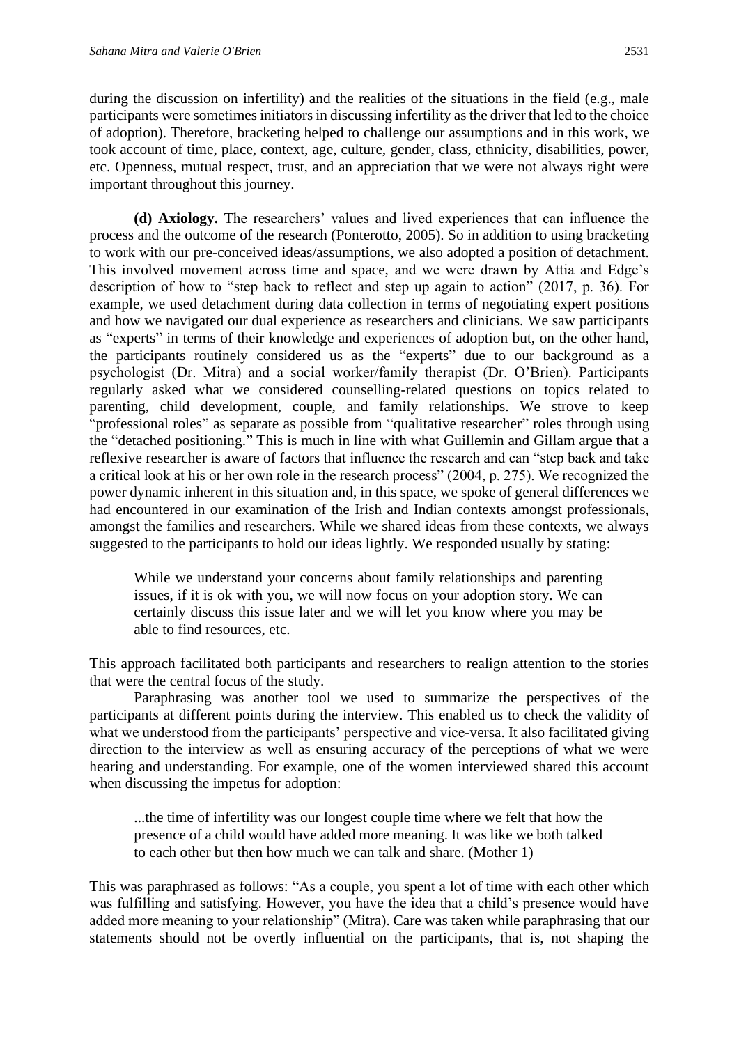during the discussion on infertility) and the realities of the situations in the field (e.g., male participants were sometimes initiators in discussing infertility as the driver that led to the choice of adoption). Therefore, bracketing helped to challenge our assumptions and in this work, we took account of time, place, context, age, culture, gender, class, ethnicity, disabilities, power, etc. Openness, mutual respect, trust, and an appreciation that we were not always right were important throughout this journey.

**(d) Axiology.** The researchers' values and lived experiences that can influence the process and the outcome of the research (Ponterotto, 2005). So in addition to using bracketing to work with our pre-conceived ideas/assumptions, we also adopted a position of detachment. This involved movement across time and space, and we were drawn by Attia and Edge's description of how to "step back to reflect and step up again to action" (2017, p. 36). For example, we used detachment during data collection in terms of negotiating expert positions and how we navigated our dual experience as researchers and clinicians. We saw participants as "experts" in terms of their knowledge and experiences of adoption but, on the other hand, the participants routinely considered us as the "experts" due to our background as a psychologist (Dr. Mitra) and a social worker/family therapist (Dr. O'Brien). Participants regularly asked what we considered counselling-related questions on topics related to parenting, child development, couple, and family relationships. We strove to keep "professional roles" as separate as possible from "qualitative researcher" roles through using the "detached positioning." This is much in line with what Guillemin and Gillam argue that a reflexive researcher is aware of factors that influence the research and can "step back and take a critical look at his or her own role in the research process" (2004, p. 275). We recognized the power dynamic inherent in this situation and, in this space, we spoke of general differences we had encountered in our examination of the Irish and Indian contexts amongst professionals, amongst the families and researchers. While we shared ideas from these contexts, we always suggested to the participants to hold our ideas lightly. We responded usually by stating:

> While we understand your concerns about family relationships and parenting issues, if it is ok with you, we will now focus on your adoption story. We can certainly discuss this issue later and we will let you know where you may be able to find resources, etc.

This approach facilitated both participants and researchers to realign attention to the stories that were the central focus of the study.

Paraphrasing was another tool we used to summarize the perspectives of the participants at different points during the interview. This enabled us to check the validity of what we understood from the participants' perspective and vice-versa. It also facilitated giving direction to the interview as well as ensuring accuracy of the perceptions of what we were hearing and understanding. For example, one of the women interviewed shared this account when discussing the impetus for adoption:

> ...the time of infertility was our longest couple time where we felt that how the presence of a child would have added more meaning. It was like we both talked to each other but then how much we can talk and share. (Mother 1)

This was paraphrased as follows: "As a couple, you spent a lot of time with each other which was fulfilling and satisfying. However, you have the idea that a child's presence would have added more meaning to your relationship" (Mitra). Care was taken while paraphrasing that our statements should not be overtly influential on the participants, that is, not shaping the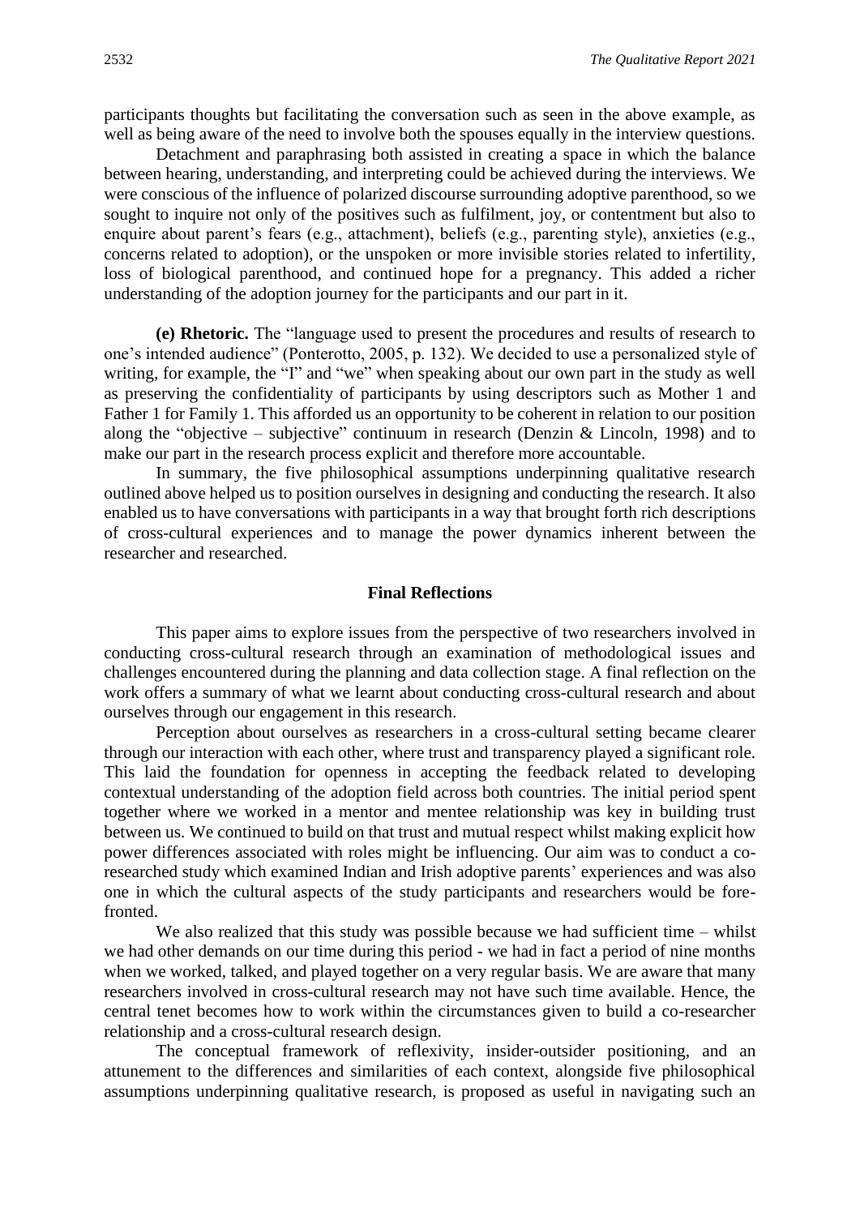participants thoughts but facilitating the conversation such as seen in the above example, as well as being aware of the need to involve both the spouses equally in the interview questions.

Detachment and paraphrasing both assisted in creating a space in which the balance between hearing, understanding, and interpreting could be achieved during the interviews. We were conscious of the influence of polarized discourse surrounding adoptive parenthood, so we sought to inquire not only of the positives such as fulfilment, joy, or contentment but also to enquire about parent's fears (e.g., attachment), beliefs (e.g., parenting style), anxieties (e.g., concerns related to adoption), or the unspoken or more invisible stories related to infertility, loss of biological parenthood, and continued hope for a pregnancy. This added a richer understanding of the adoption journey for the participants and our part in it.

**(e) Rhetoric.** The "language used to present the procedures and results of research to one's intended audience" (Ponterotto, 2005, p. 132). We decided to use a personalized style of writing, for example, the "I" and "we" when speaking about our own part in the study as well as preserving the confidentiality of participants by using descriptors such as Mother 1 and Father 1 for Family 1. This afforded us an opportunity to be coherent in relation to our position along the "objective – subjective" continuum in research (Denzin & Lincoln, 1998) and to make our part in the research process explicit and therefore more accountable.

In summary, the five philosophical assumptions underpinning qualitative research outlined above helped us to position ourselves in designing and conducting the research. It also enabled us to have conversations with participants in a way that brought forth rich descriptions of cross-cultural experiences and to manage the power dynamics inherent between the researcher and researched.

## Final Reflections

This paper aims to explore issues from the perspective of two researchers involved in conducting cross-cultural research through an examination of methodological issues and challenges encountered during the planning and data collection stage. A final reflection on the work offers a summary of what we learnt about conducting cross-cultural research and about ourselves through our engagement in this research.

Perception about ourselves as researchers in a cross-cultural setting became clearer through our interaction with each other, where trust and transparency played a significant role. This laid the foundation for openness in accepting the feedback related to developing contextual understanding of the adoption field across both countries. The initial period spent together where we worked in a mentor and mentee relationship was key in building trust between us. We continued to build on that trust and mutual respect whilst making explicit how power differences associated with roles might be influencing. Our aim was to conduct a co-researched study which examined Indian and Irish adoptive parents' experiences and was also one in which the cultural aspects of the study participants and researchers would be fore-fronted.

We also realized that this study was possible because we had sufficient time – whilst we had other demands on our time during this period - we had in fact a period of nine months when we worked, talked, and played together on a very regular basis. We are aware that many researchers involved in cross-cultural research may not have such time available. Hence, the central tenet becomes how to work within the circumstances given to build a co-researcher relationship and a cross-cultural research design.

The conceptual framework of reflexivity, insider-outsider positioning, and an attunement to the differences and similarities of each context, alongside five philosophical assumptions underpinning qualitative research, is proposed as useful in navigating such an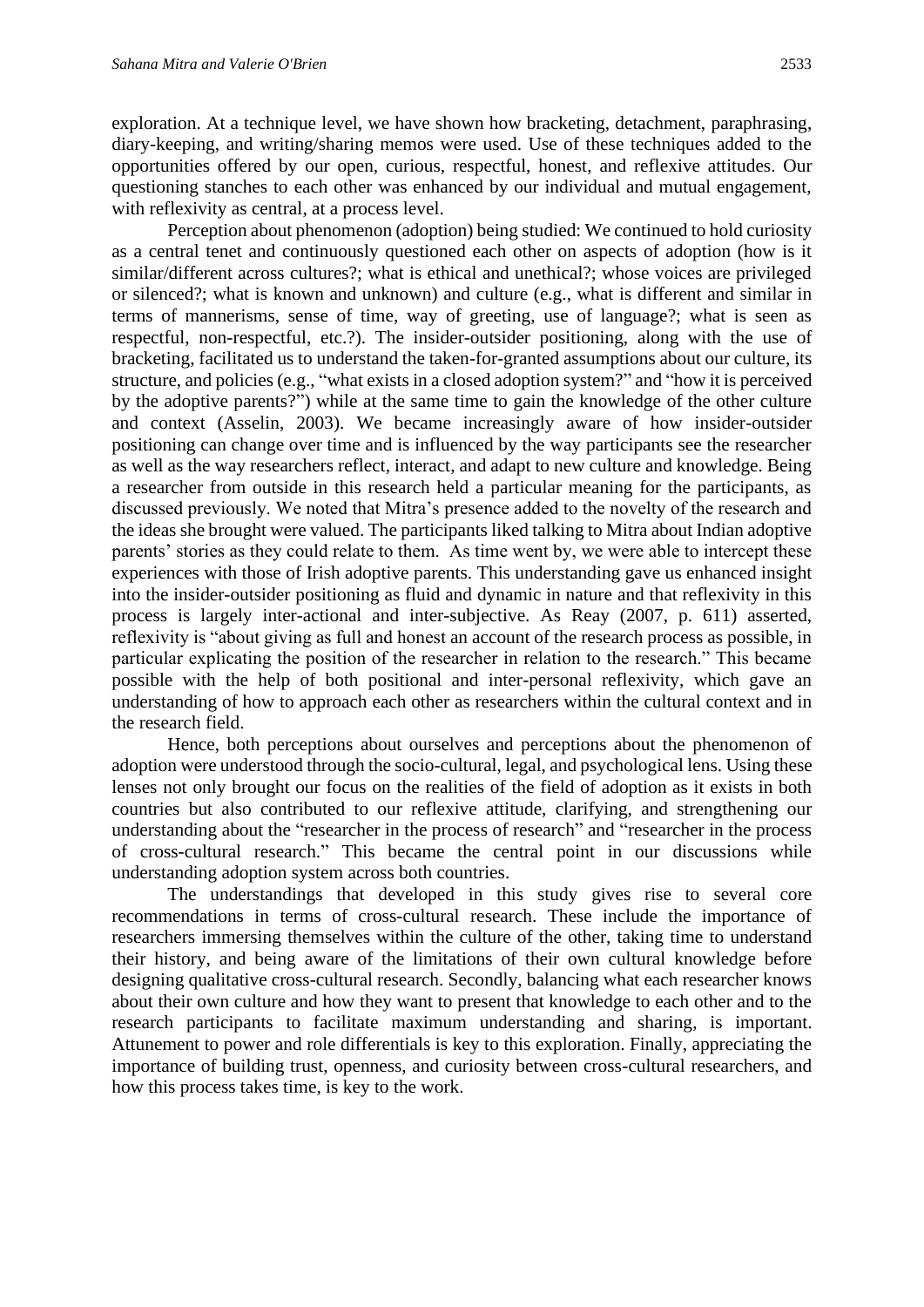exploration. At a technique level, we have shown how bracketing, detachment, paraphrasing, diary-keeping, and writing/sharing memos were used. Use of these techniques added to the opportunities offered by our open, curious, respectful, honest, and reflexive attitudes. Our questioning stanches to each other was enhanced by our individual and mutual engagement, with reflexivity as central, at a process level.

Perception about phenomenon (adoption) being studied: We continued to hold curiosity as a central tenet and continuously questioned each other on aspects of adoption (how is it similar/different across cultures?; what is ethical and unethical?; whose voices are privileged or silenced?; what is known and unknown) and culture (e.g., what is different and similar in terms of mannerisms, sense of time, way of greeting, use of language?; what is seen as respectful, non-respectful, etc.?). The insider-outsider positioning, along with the use of bracketing, facilitated us to understand the taken-for-granted assumptions about our culture, its structure, and policies (e.g., "what exists in a closed adoption system?" and "how it is perceived by the adoptive parents?") while at the same time to gain the knowledge of the other culture and context (Asselin, 2003). We became increasingly aware of how insider-outsider positioning can change over time and is influenced by the way participants see the researcher as well as the way researchers reflect, interact, and adapt to new culture and knowledge. Being a researcher from outside in this research held a particular meaning for the participants, as discussed previously. We noted that Mitra's presence added to the novelty of the research and the ideas she brought were valued. The participants liked talking to Mitra about Indian adoptive parents' stories as they could relate to them. As time went by, we were able to intercept these experiences with those of Irish adoptive parents. This understanding gave us enhanced insight into the insider-outsider positioning as fluid and dynamic in nature and that reflexivity in this process is largely inter-actional and inter-subjective. As Reay (2007, p. 611) asserted, reflexivity is "about giving as full and honest an account of the research process as possible, in particular explicating the position of the researcher in relation to the research." This became possible with the help of both positional and inter-personal reflexivity, which gave an understanding of how to approach each other as researchers within the cultural context and in the research field.

Hence, both perceptions about ourselves and perceptions about the phenomenon of adoption were understood through the socio-cultural, legal, and psychological lens. Using these lenses not only brought our focus on the realities of the field of adoption as it exists in both countries but also contributed to our reflexive attitude, clarifying, and strengthening our understanding about the "researcher in the process of research" and "researcher in the process of cross-cultural research." This became the central point in our discussions while understanding adoption system across both countries.

The understandings that developed in this study gives rise to several core recommendations in terms of cross-cultural research. These include the importance of researchers immersing themselves within the culture of the other, taking time to understand their history, and being aware of the limitations of their own cultural knowledge before designing qualitative cross-cultural research. Secondly, balancing what each researcher knows about their own culture and how they want to present that knowledge to each other and to the research participants to facilitate maximum understanding and sharing, is important. Attunement to power and role differentials is key to this exploration. Finally, appreciating the importance of building trust, openness, and curiosity between cross-cultural researchers, and how this process takes time, is key to the work.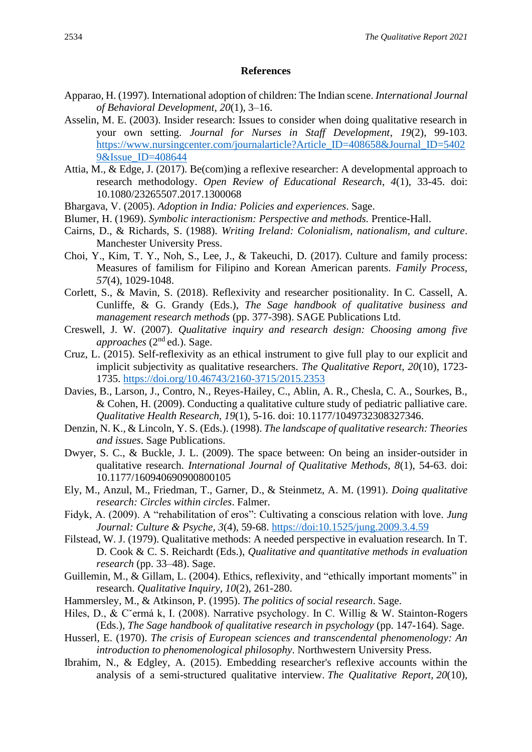## References

Apparao, H. (1997). International adoption of children: The Indian scene. *International Journal of Behavioral Development*, *20*(1), 3–16.

Asselin, M. E. (2003). Insider research: Issues to consider when doing qualitative research in your own setting. *Journal for Nurses in Staff Development*, *19*(2), 99-103. https://www.nursingcenter.com/journalarticle?Article_ID=408658&Journal_ID=54029&Issue_ID=408644

Attia, M., & Edge, J. (2017). Be(com)ing a reflexive researcher: A developmental approach to research methodology. *Open Review of Educational Research*, *4*(1), 33-45. doi: 10.1080/23265507.2017.1300068

Bhargava, V. (2005). *Adoption in India: Policies and experiences*. Sage.

Blumer, H. (1969). *Symbolic interactionism: Perspective and methods.* Prentice-Hall.

Cairns, D., & Richards, S. (1988). *Writing Ireland: Colonialism, nationalism, and culture*. Manchester University Press.

Choi, Y., Kim, T. Y., Noh, S., Lee, J., & Takeuchi, D. (2017). Culture and family process: Measures of familism for Filipino and Korean American parents. *Family Process*, *57*(4), 1029-1048.

Corlett, S., & Mavin, S. (2018). Reflexivity and researcher positionality. In C. Cassell, A. Cunliffe, & G. Grandy (Eds.), *The Sage handbook of qualitative business and management research methods* (pp. 377-398). SAGE Publications Ltd.

Creswell, J. W. (2007). *Qualitative inquiry and research design: Choosing among five approaches* (2nd ed.). Sage.

Cruz, L. (2015). Self-reflexivity as an ethical instrument to give full play to our explicit and implicit subjectivity as qualitative researchers. *The Qualitative Report*, *20*(10), 1723-1735. https://doi.org/10.46743/2160-3715/2015.2353

Davies, B., Larson, J., Contro, N., Reyes-Hailey, C., Ablin, A. R., Chesla, C. A., Sourkes, B., & Cohen, H. (2009). Conducting a qualitative culture study of pediatric palliative care. *Qualitative Health Research*, *19*(1), 5-16. doi: 10.1177/1049732308327346.

Denzin, N. K., & Lincoln, Y. S. (Eds.). (1998). *The landscape of qualitative research: Theories and issues*. Sage Publications.

Dwyer, S. C., & Buckle, J. L. (2009). The space between: On being an insider-outsider in qualitative research. *International Journal of Qualitative Methods*, *8*(1), 54-63. doi: 10.1177/160940690900800105

Ely, M., Anzul, M., Friedman, T., Garner, D., & Steinmetz, A. M. (1991). *Doing qualitative research: Circles within circles*. Falmer.

Fidyk, A. (2009). A "rehabilitation of eros": Cultivating a conscious relation with love. *Jung Journal: Culture & Psyche*, *3*(4), 59-68. https://doi:10.1525/jung.2009.3.4.59

Filstead, W. J. (1979). Qualitative methods: A needed perspective in evaluation research. In T. D. Cook & C. S. Reichardt (Eds.), *Qualitative and quantitative methods in evaluation research* (pp. 33–48). Sage.

Guillemin, M., & Gillam, L. (2004). Ethics, reflexivity, and "ethically important moments" in research. *Qualitative Inquiry*, *10*(2), 261-280.

Hammersley, M., & Atkinson, P. (1995). *The politics of social research*. Sage.

Hiles, D., & Cˇermá k, I. (2008). Narrative psychology. In C. Willig & W. Stainton-Rogers (Eds.), *The Sage handbook of qualitative research in psychology* (pp. 147-164). Sage.

Husserl, E. (1970). *The crisis of European sciences and transcendental phenomenology: An introduction to phenomenological philosophy*. Northwestern University Press.

Ibrahim, N., & Edgley, A. (2015). Embedding researcher's reflexive accounts within the analysis of a semi-structured qualitative interview. *The Qualitative Report*, *20*(10),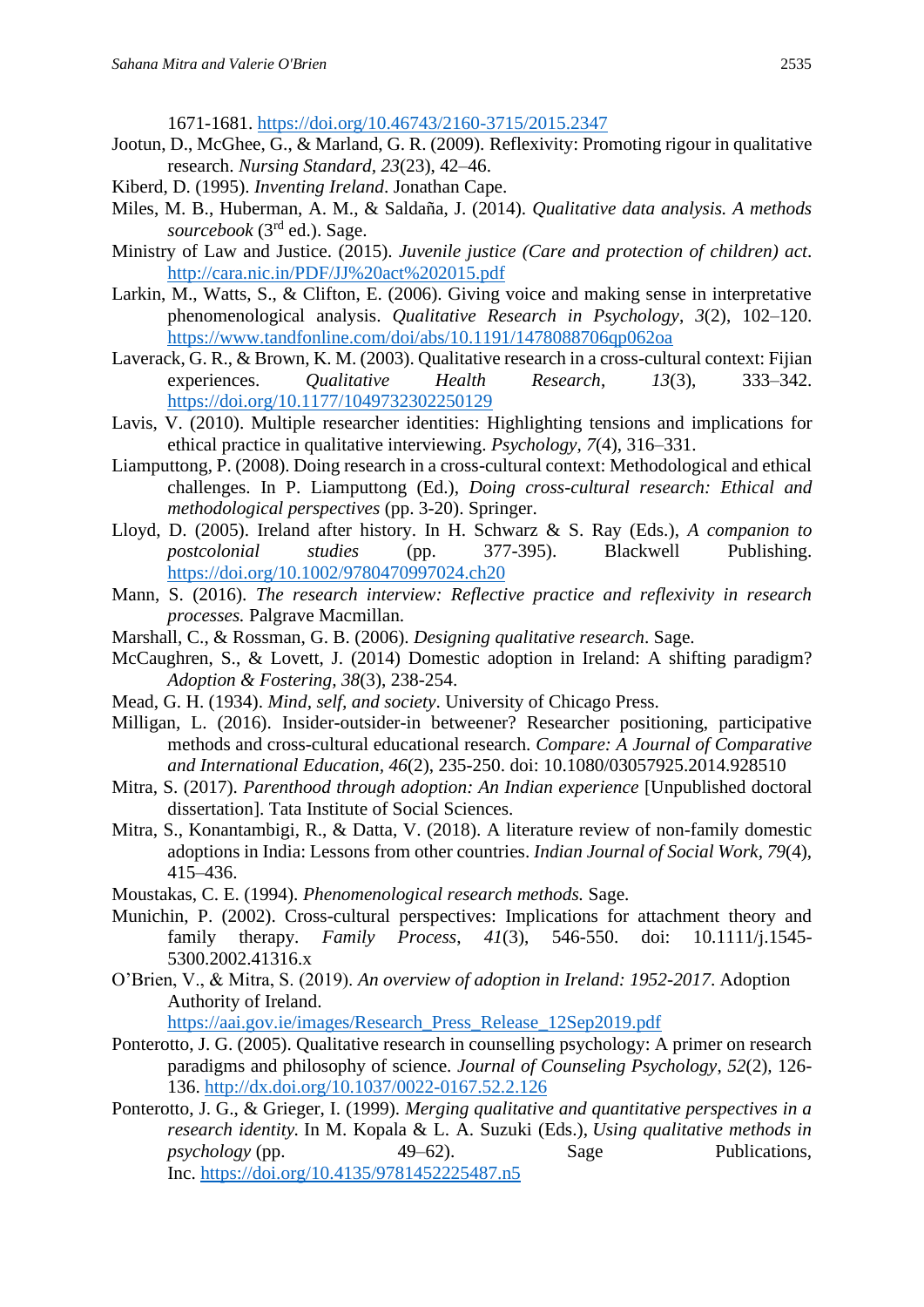1671-1681. https://doi.org/10.46743/2160-3715/2015.2347

Jootun, D., McGhee, G., & Marland, G. R. (2009). Reflexivity: Promoting rigour in qualitative research. *Nursing Standard*, *23*(23), 42–46.

Kiberd, D. (1995). *Inventing Ireland*. Jonathan Cape.

Miles, M. B., Huberman, A. M., & Saldaña, J. (2014). *Qualitative data analysis. A methods sourcebook* (3rd ed.). Sage.

Ministry of Law and Justice. (2015). *Juvenile justice (Care and protection of children) act*. http://cara.nic.in/PDF/JJ%20act%202015.pdf

Larkin, M., Watts, S., & Clifton, E. (2006). Giving voice and making sense in interpretative phenomenological analysis. *Qualitative Research in Psychology*, *3*(2), 102–120. https://www.tandfonline.com/doi/abs/10.1191/1478088706qp062oa

Laverack, G. R., & Brown, K. M. (2003). Qualitative research in a cross-cultural context: Fijian experiences. *Qualitative Health Research*, *13*(3), 333–342. https://doi.org/10.1177/1049732302250129

Lavis, V. (2010). Multiple researcher identities: Highlighting tensions and implications for ethical practice in qualitative interviewing. *Psychology*, *7*(4), 316–331.

Liamputtong, P. (2008). Doing research in a cross-cultural context: Methodological and ethical challenges. In P. Liamputtong (Ed.), *Doing cross-cultural research: Ethical and methodological perspectives* (pp. 3-20). Springer.

Lloyd, D. (2005). Ireland after history. In H. Schwarz & S. Ray (Eds.), *A companion to postcolonial studies* (pp. 377-395). Blackwell Publishing. https://doi.org/10.1002/9780470997024.ch20

Mann, S. (2016). *The research interview: Reflective practice and reflexivity in research processes.* Palgrave Macmillan.

Marshall, C., & Rossman, G. B. (2006). *Designing qualitative research*. Sage.

McCaughren, S., & Lovett, J. (2014) Domestic adoption in Ireland: A shifting paradigm? *Adoption & Fostering*, *38*(3), 238-254.

Mead, G. H. (1934). *Mind, self, and society*. University of Chicago Press.

Milligan, L. (2016). Insider-outsider-in betweener? Researcher positioning, participative methods and cross-cultural educational research. *Compare: A Journal of Comparative and International Education*, *46*(2), 235-250. doi: 10.1080/03057925.2014.928510

Mitra, S. (2017). *Parenthood through adoption: An Indian experience* [Unpublished doctoral dissertation]. Tata Institute of Social Sciences.

Mitra, S., Konantambigi, R., & Datta, V. (2018). A literature review of non-family domestic adoptions in India: Lessons from other countries. *Indian Journal of Social Work*, *79*(4), 415–436.

Moustakas, C. E. (1994). *Phenomenological research methods.* Sage.

Munichin, P. (2002). Cross-cultural perspectives: Implications for attachment theory and family therapy. *Family Process*, *41*(3), 546-550. doi: 10.1111/j.1545-5300.2002.41316.x

O'Brien, V., & Mitra, S. (2019). *An overview of adoption in Ireland: 1952-2017*. Adoption Authority of Ireland. https://aai.gov.ie/images/Research_Press_Release_12Sep2019.pdf

Ponterotto, J. G. (2005). Qualitative research in counselling psychology: A primer on research paradigms and philosophy of science. *Journal of Counseling Psychology*, *52*(2), 126-136. http://dx.doi.org/10.1037/0022-0167.52.2.126

Ponterotto, J. G., & Grieger, I. (1999). *Merging qualitative and quantitative perspectives in a research identity.* In M. Kopala & L. A. Suzuki (Eds.), *Using qualitative methods in psychology* (pp. 49–62). Sage Publications, Inc. https://doi.org/10.4135/9781452225487.n5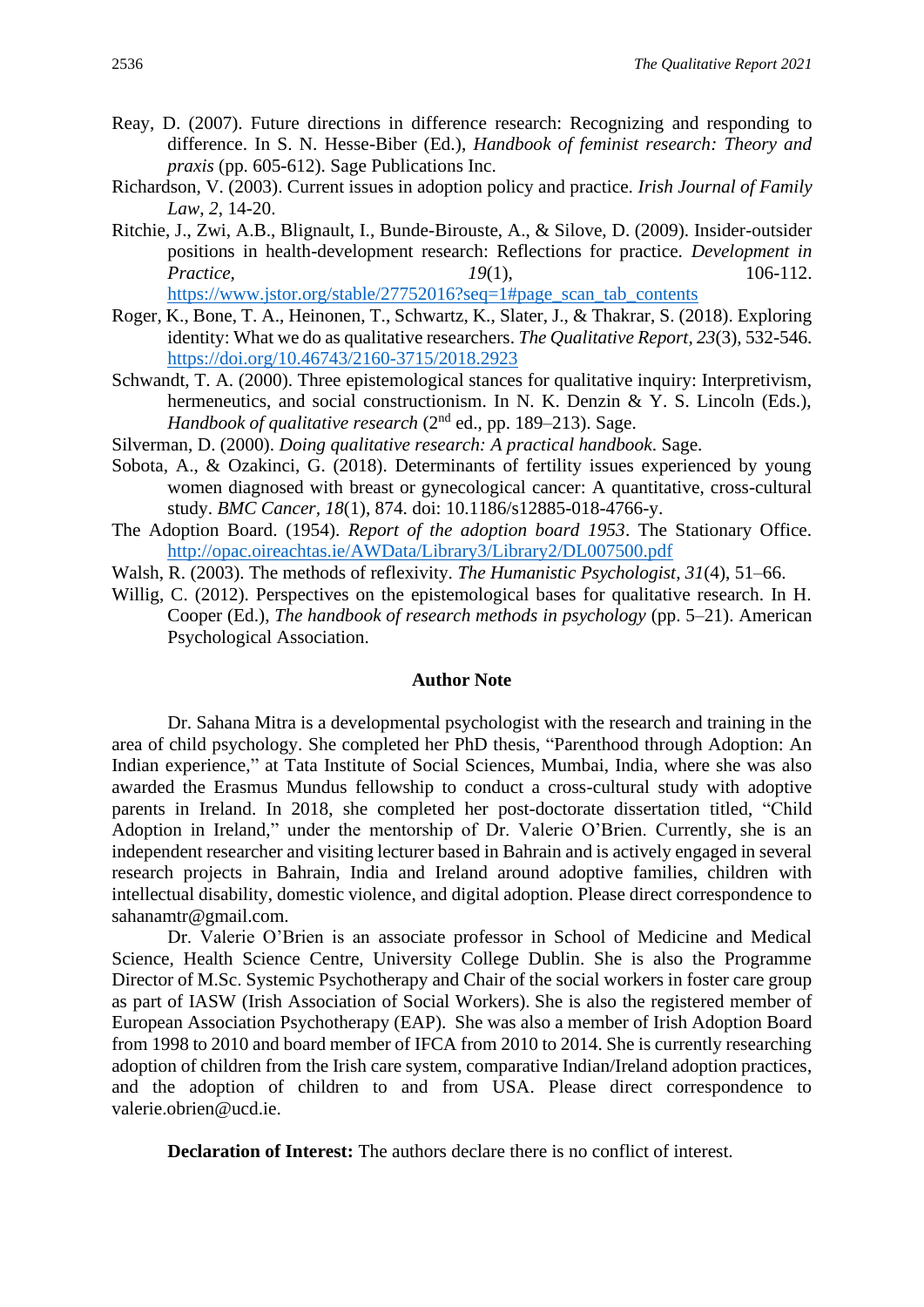Reay, D. (2007). Future directions in difference research: Recognizing and responding to difference. In S. N. Hesse-Biber (Ed.), *Handbook of feminist research: Theory and praxis* (pp. 605-612). Sage Publications Inc.

Richardson, V. (2003). Current issues in adoption policy and practice. *Irish Journal of Family Law*, *2*, 14-20.

Ritchie, J., Zwi, A.B., Blignault, I., Bunde-Birouste, A., & Silove, D. (2009). Insider-outsider positions in health-development research: Reflections for practice. *Development in Practice*, *19*(1), 106-112. https://www.jstor.org/stable/27752016?seq=1#page_scan_tab_contents

Roger, K., Bone, T. A., Heinonen, T., Schwartz, K., Slater, J., & Thakrar, S. (2018). Exploring identity: What we do as qualitative researchers. *The Qualitative Report*, *23*(3), 532-546. https://doi.org/10.46743/2160-3715/2018.2923

Schwandt, T. A. (2000). Three epistemological stances for qualitative inquiry: Interpretivism, hermeneutics, and social constructionism. In N. K. Denzin & Y. S. Lincoln (Eds.), *Handbook of qualitative research* (2nd ed., pp. 189–213). Sage.

Silverman, D. (2000). *Doing qualitative research: A practical handbook*. Sage.

Sobota, A., & Ozakinci, G. (2018). Determinants of fertility issues experienced by young women diagnosed with breast or gynecological cancer: A quantitative, cross-cultural study. *BMC Cancer*, *18*(1), 874. doi: 10.1186/s12885-018-4766-y.

The Adoption Board. (1954). *Report of the adoption board 1953*. The Stationary Office. http://opac.oireachtas.ie/AWData/Library3/Library2/DL007500.pdf

Walsh, R. (2003). The methods of reflexivity. *The Humanistic Psychologist*, *31*(4), 51–66.

Willig, C. (2012). Perspectives on the epistemological bases for qualitative research. In H. Cooper (Ed.), *The handbook of research methods in psychology* (pp. 5–21). American Psychological Association.

## Author Note

Dr. Sahana Mitra is a developmental psychologist with the research and training in the area of child psychology. She completed her PhD thesis, "Parenthood through Adoption: An Indian experience," at Tata Institute of Social Sciences, Mumbai, India, where she was also awarded the Erasmus Mundus fellowship to conduct a cross-cultural study with adoptive parents in Ireland. In 2018, she completed her post-doctorate dissertation titled, "Child Adoption in Ireland," under the mentorship of Dr. Valerie O'Brien. Currently, she is an independent researcher and visiting lecturer based in Bahrain and is actively engaged in several research projects in Bahrain, India and Ireland around adoptive families, children with intellectual disability, domestic violence, and digital adoption. Please direct correspondence to sahanamtr@gmail.com.

Dr. Valerie O'Brien is an associate professor in School of Medicine and Medical Science, Health Science Centre, University College Dublin. She is also the Programme Director of M.Sc. Systemic Psychotherapy and Chair of the social workers in foster care group as part of IASW (Irish Association of Social Workers). She is also the registered member of European Association Psychotherapy (EAP). She was also a member of Irish Adoption Board from 1998 to 2010 and board member of IFCA from 2010 to 2014. She is currently researching adoption of children from the Irish care system, comparative Indian/Ireland adoption practices, and the adoption of children to and from USA. Please direct correspondence to valerie.obrien@ucd.ie.

**Declaration of Interest:** The authors declare there is no conflict of interest.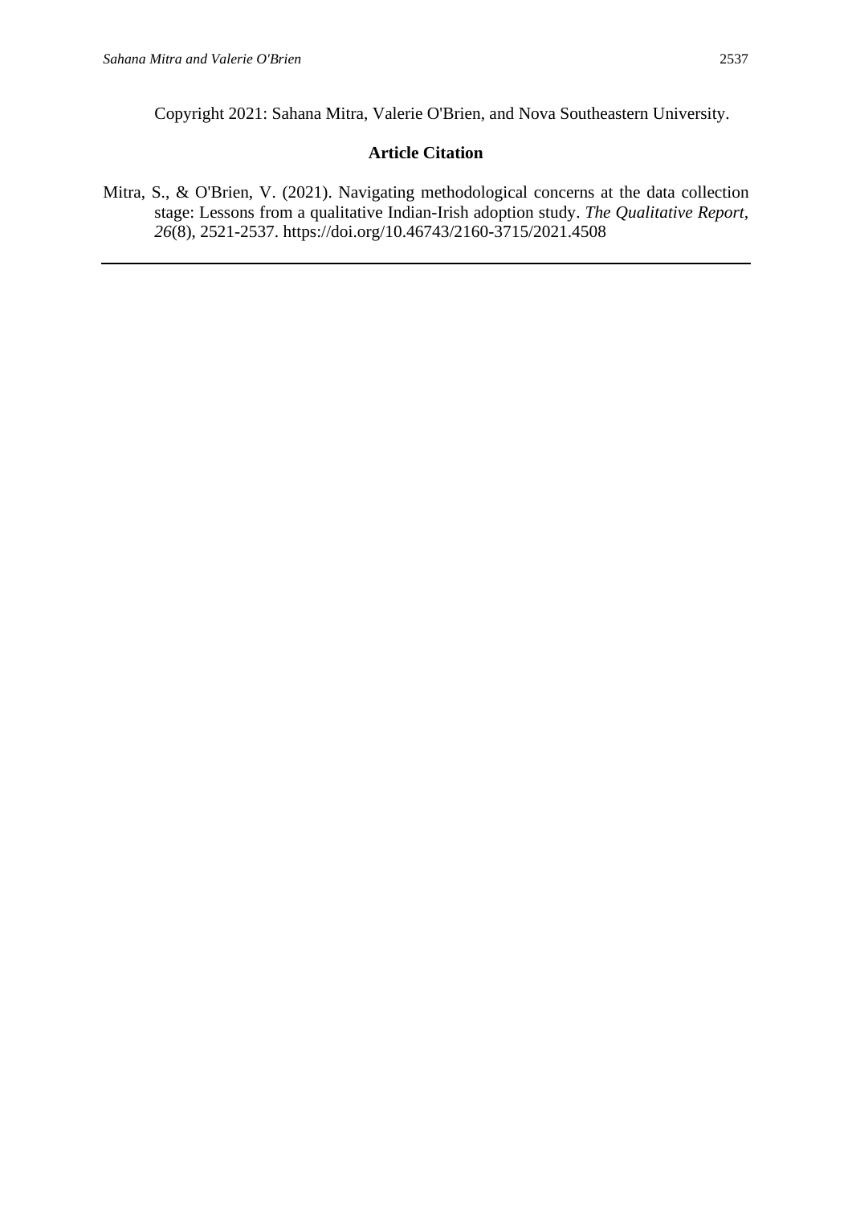Copyright 2021: Sahana Mitra, Valerie O'Brien, and Nova Southeastern University.

**Article Citation**

Mitra, S., & O'Brien, V. (2021). Navigating methodological concerns at the data collection stage: Lessons from a qualitative Indian-Irish adoption study. *The Qualitative Report, 26*(8), 2521-2537. https://doi.org/10.46743/2160-3715/2021.4508